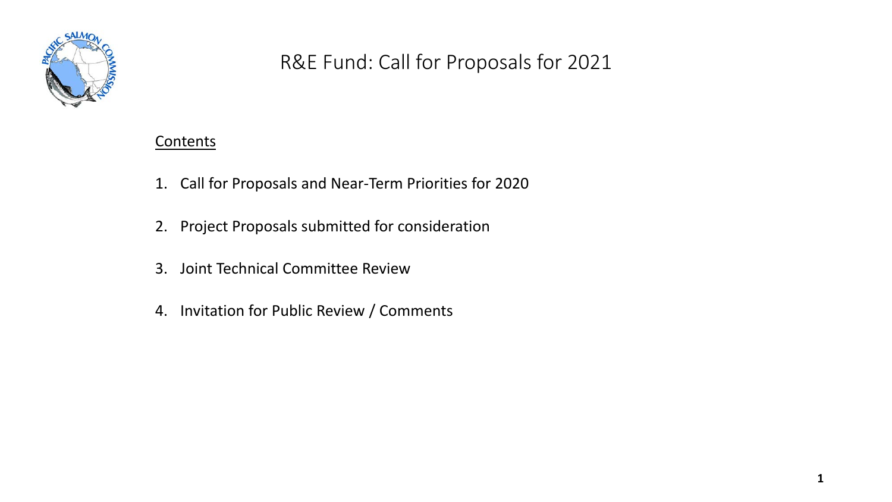# R&E Fund: Call for Proposals for 2021

Contents

1. Call for Proposals and Near-Term Priorities for 2020
2. Project Proposals submitted for consideration
3. Joint Technical Committee Review
4. Invitation for Public Review / Comments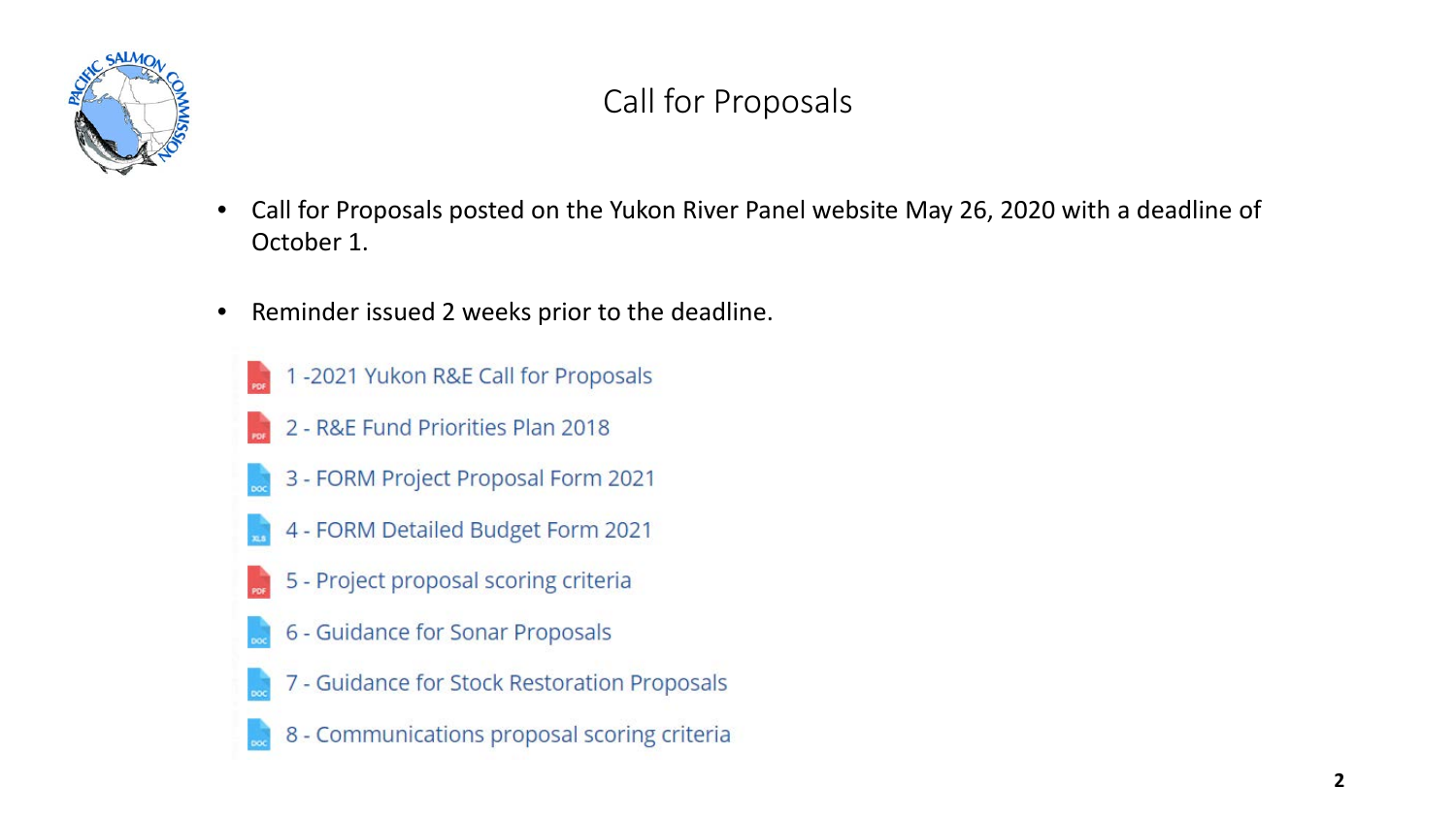# Call for Proposals

- Call for Proposals posted on the Yukon River Panel website May 26, 2020 with a deadline of October 1.
- Reminder issued 2 weeks prior to the deadline.

1 -2021 Yukon R&E Call for Proposals

2 - R&E Fund Priorities Plan 2018

3 - FORM Project Proposal Form 2021

4 - FORM Detailed Budget Form 2021

5 - Project proposal scoring criteria

6 - Guidance for Sonar Proposals

7 - Guidance for Stock Restoration Proposals

8 - Communications proposal scoring criteria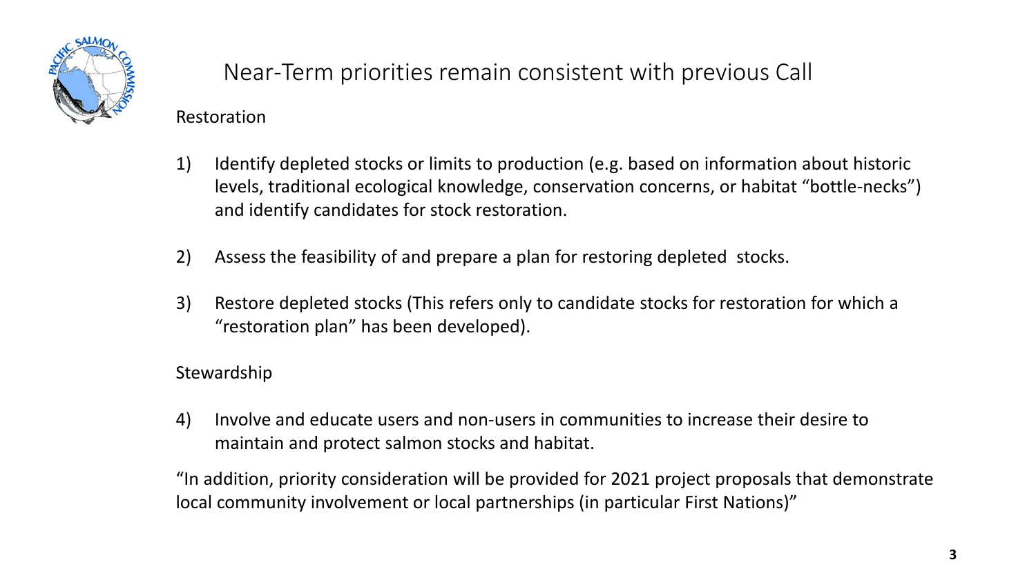# Near-Term priorities remain consistent with previous Call

## Restoration

1) Identify depleted stocks or limits to production (e.g. based on information about historic levels, traditional ecological knowledge, conservation concerns, or habitat "bottle-necks") and identify candidates for stock restoration.

2) Assess the feasibility of and prepare a plan for restoring depleted stocks.

3) Restore depleted stocks (This refers only to candidate stocks for restoration for which a "restoration plan" has been developed).

## Stewardship

4) Involve and educate users and non-users in communities to increase their desire to maintain and protect salmon stocks and habitat.

"In addition, priority consideration will be provided for 2021 project proposals that demonstrate local community involvement or local partnerships (in particular First Nations)"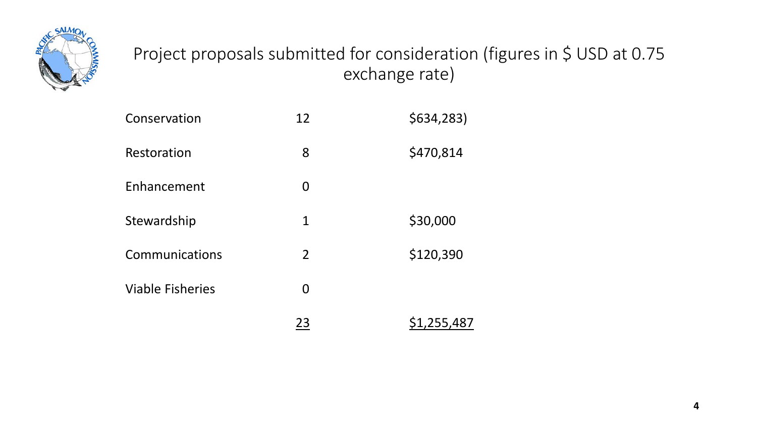# Project proposals submitted for consideration (figures in $ USD at 0.75 exchange rate)

| | | |
|---|---|---|
| Conservation | 12 | $634,283) |
| Restoration | 8 | $470,814 |
| Enhancement | 0 | |
| Stewardship | 1 | $30,000 |
| Communications | 2 | $120,390 |
| Viable Fisheries | 0 | |
| | 23 | $1,255,487 |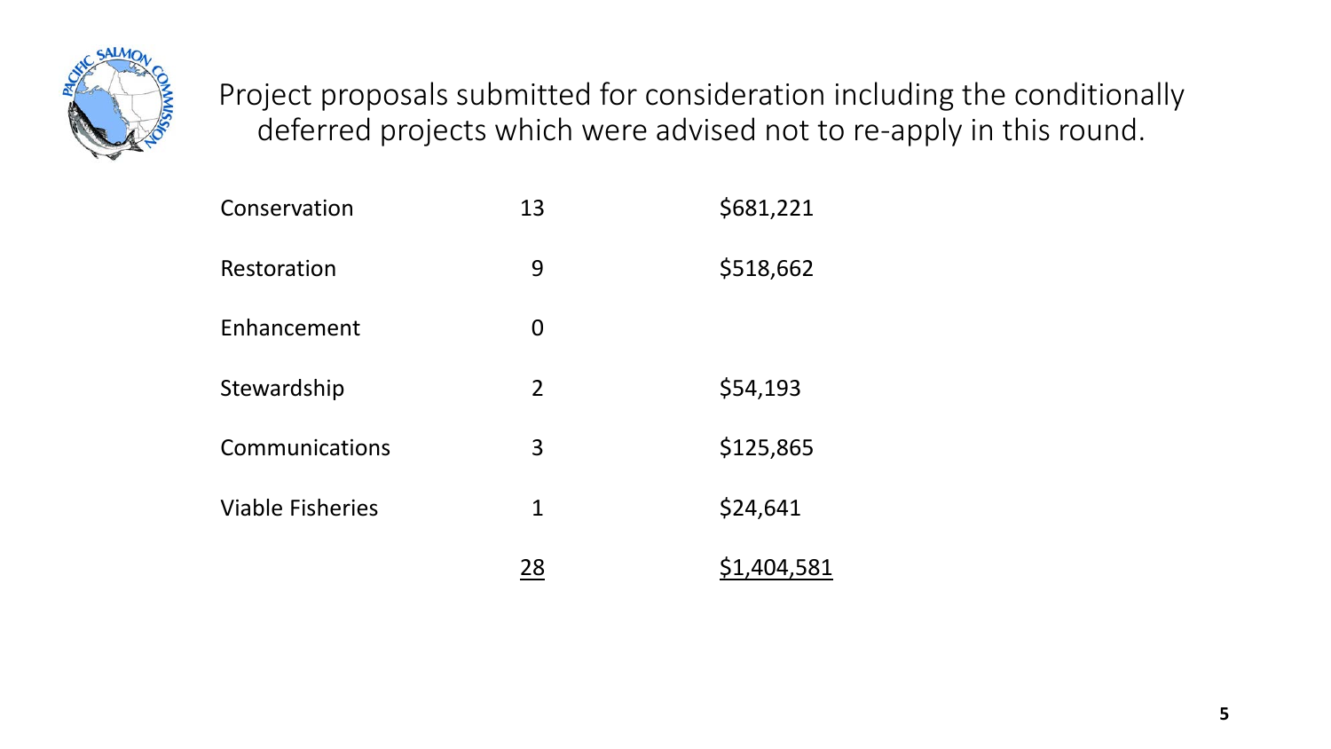# Project proposals submitted for consideration including the conditionally deferred projects which were advised not to re-apply in this round.

| | | |
|---|---|---|
| Conservation | 13 | $681,221 |
| Restoration | 9 | $518,662 |
| Enhancement | 0 | |
| Stewardship | 2 | $54,193 |
| Communications | 3 | $125,865 |
| Viable Fisheries | 1 | $24,641 |
| | 28 | $1,404,581 |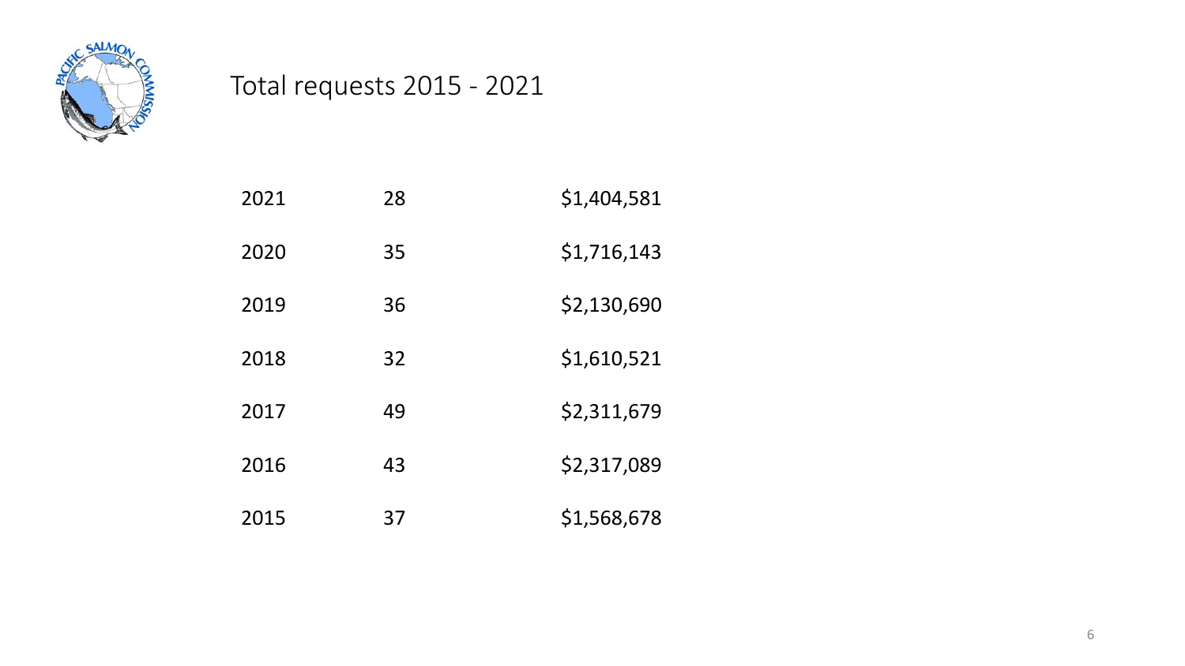# Total requests 2015 - 2021

| | | |
|---|---|---|
| 2021 | 28 | $1,404,581 |
| 2020 | 35 | $1,716,143 |
| 2019 | 36 | $2,130,690 |
| 2018 | 32 | $1,610,521 |
| 2017 | 49 | $2,311,679 |
| 2016 | 43 | $2,317,089 |
| 2015 | 37 | $1,568,678 |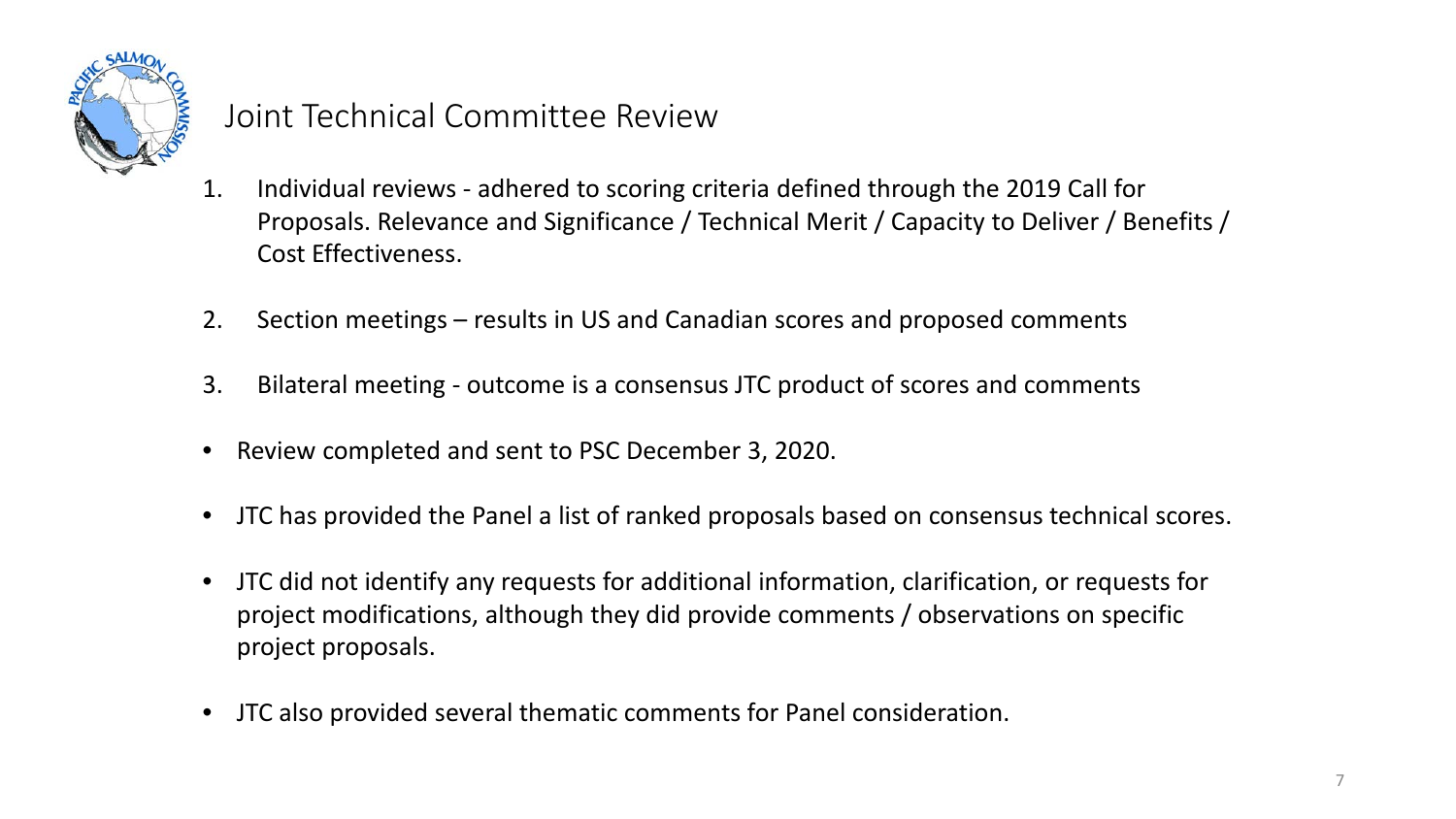# Joint Technical Committee Review

1. Individual reviews - adhered to scoring criteria defined through the 2019 Call for Proposals. Relevance and Significance / Technical Merit / Capacity to Deliver / Benefits / Cost Effectiveness.

2. Section meetings – results in US and Canadian scores and proposed comments

3. Bilateral meeting - outcome is a consensus JTC product of scores and comments

- Review completed and sent to PSC December 3, 2020.

- JTC has provided the Panel a list of ranked proposals based on consensus technical scores.

- JTC did not identify any requests for additional information, clarification, or requests for project modifications, although they did provide comments / observations on specific project proposals.

- JTC also provided several thematic comments for Panel consideration.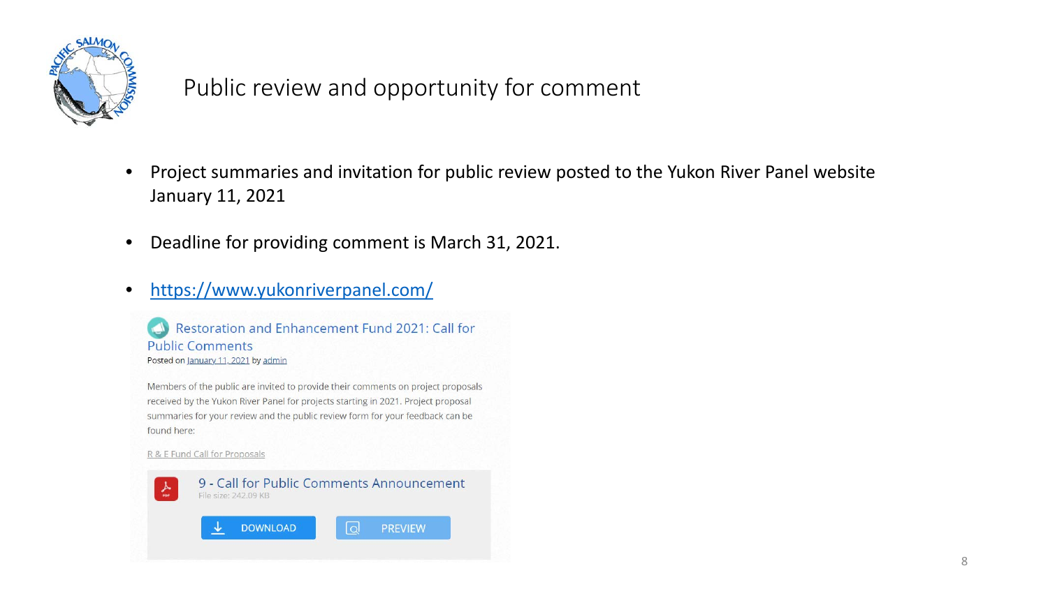# Public review and opportunity for comment

- Project summaries and invitation for public review posted to the Yukon River Panel website January 11, 2021
- Deadline for providing comment is March 31, 2021.
- https://www.yukonriverpanel.com/

Restoration and Enhancement Fund 2021: Call for Public Comments

Posted on January 11, 2021 by admin

Members of the public are invited to provide their comments on project proposals received by the Yukon River Panel for projects starting in 2021. Project proposal summaries for your review and the public review form for your feedback can be found here:

R & E Fund Call for Proposals

9 - Call for Public Comments Announcement

File size: 242.09 KB

DOWNLOAD PREVIEW